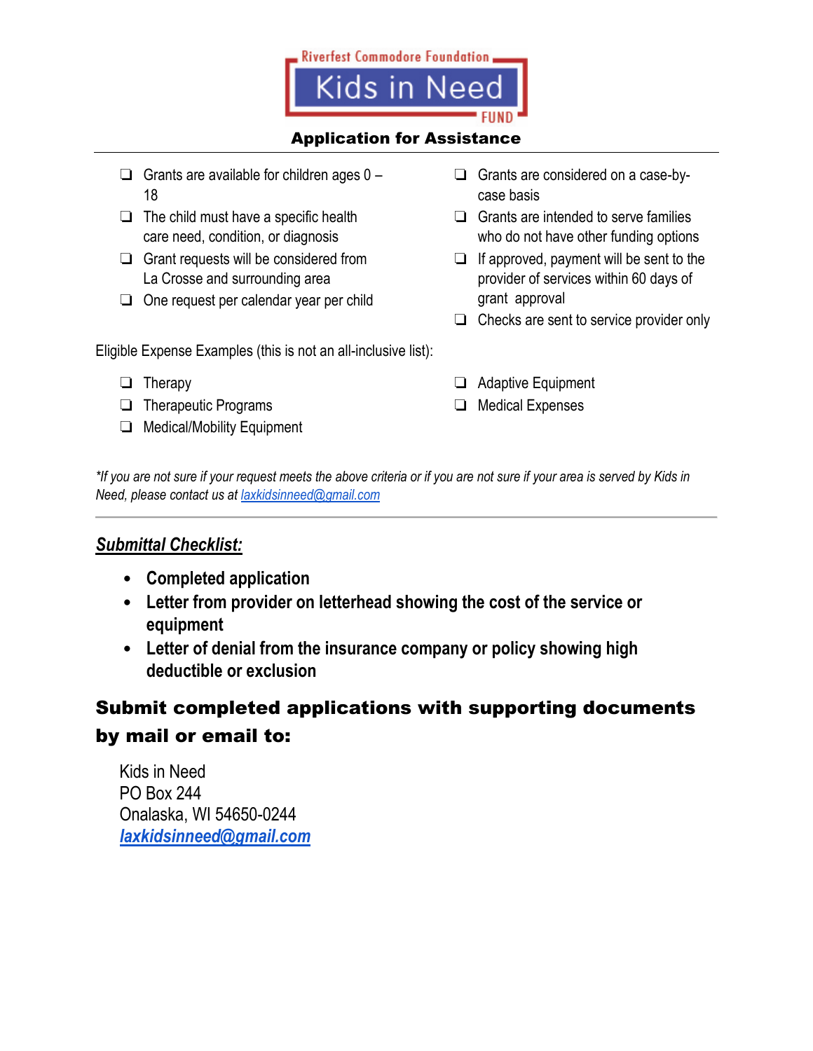Riverfest Commodore Foundation

# Kids in Need

FUND

## Application for Assistance

- ❏ Grants are available for children ages 0 – 18
- ❏ The child must have a specific health care need, condition, or diagnosis
- ❏ Grant requests will be considered from La Crosse and surrounding area
- ❏ One request per calendar year per child
- ❏ Grants are considered on a case-by-case basis
- ❏ Grants are intended to serve families who do not have other funding options
- ❏ If approved, payment will be sent to the provider of services within 60 days of grant approval
- ❏ Checks are sent to service provider only

Eligible Expense Examples (this is not an all-inclusive list):

- ❏ Therapy
- ❏ Therapeutic Programs
- ❏ Medical/Mobility Equipment
- ❏ Adaptive Equipment
- ❏ Medical Expenses

*\*If you are not sure if your request meets the above criteria or if you are not sure if your area is served by Kids in Need, please contact us at laxkidsinneed@gmail.com*

---

***Submittal Checklist:***

- **Completed application**
- **Letter from provider on letterhead showing the cost of the service or equipment**
- **Letter of denial from the insurance company or policy showing high deductible or exclusion**

### Submit completed applications with supporting documents by mail or email to:

Kids in Need
PO Box 244
Onalaska, WI 54650-0244
***laxkidsinneed@gmail.com***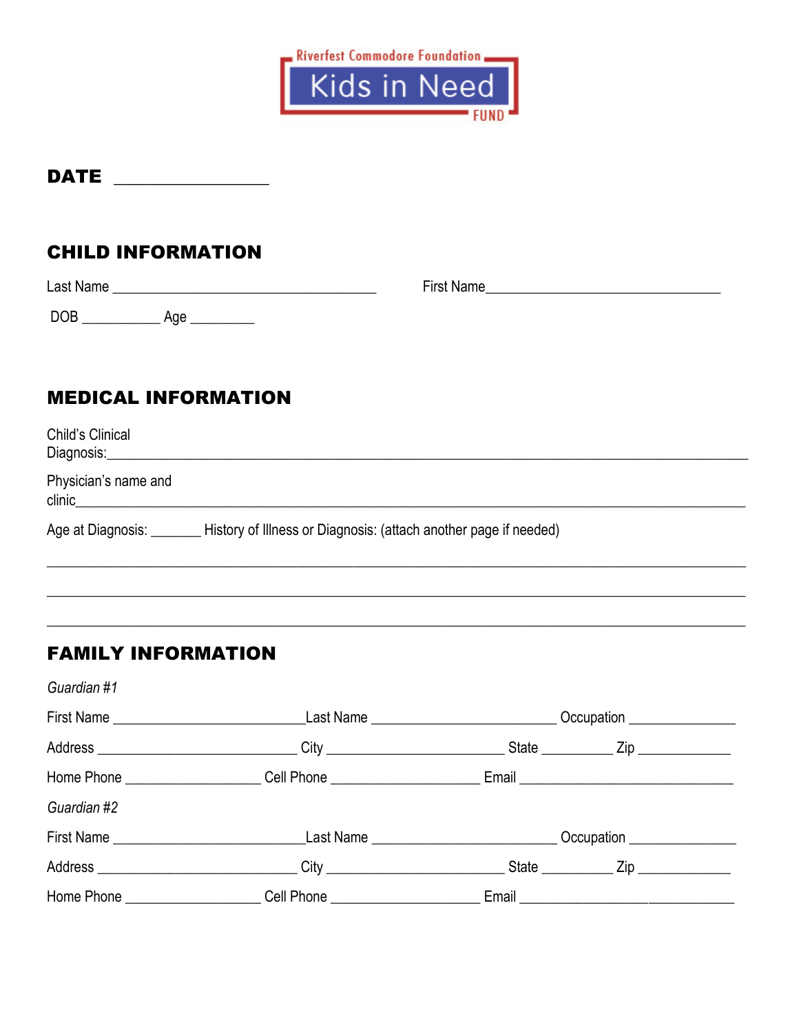Riverfest Commodore Foundation

# Kids in Need

FUND

**DATE** ________________

## CHILD INFORMATION

Last Name ___________________________________ First Name_______________________________

DOB __________ Age ________

## MEDICAL INFORMATION

Child's Clinical Diagnosis:_________________________________________________________________________

Physician's name and clinic_________________________________________________________________________

Age at Diagnosis: ______ History of Illness or Diagnosis: (attach another page if needed)

_____________________________________________________________________________________________

_____________________________________________________________________________________________

_____________________________________________________________________________________________

## FAMILY INFORMATION

*Guardian #1*

First Name _________________________Last Name ________________________ Occupation ______________

Address __________________________ City ______________________ State _________ Zip ____________

Home Phone _________________ Cell Phone ___________________ Email ____________________________

*Guardian #2*

First Name _________________________Last Name ________________________ Occupation ______________

Address __________________________ City ______________________ State _________ Zip ____________

Home Phone _________________ Cell Phone ___________________ Email ____________________________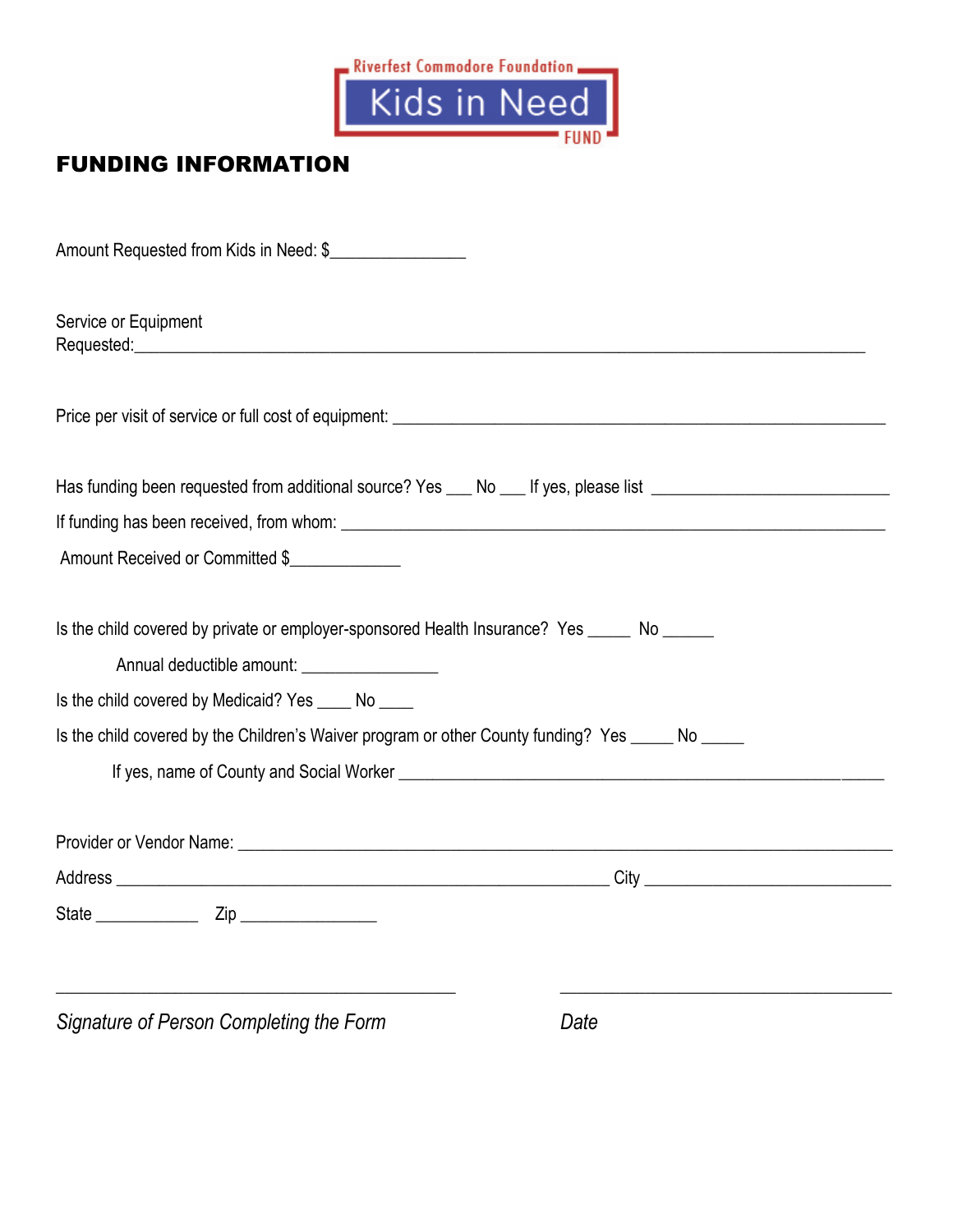Riverfest Commodore Foundation

Kids in Need

FUND

# FUNDING INFORMATION

Amount Requested from Kids in Need: $_______________

Service or Equipment Requested:_______________________________________________________________________________

Price per visit of service or full cost of equipment: _______________________________________________________

Has funding been requested from additional source? Yes ___ No ___ If yes, please list ___________________________

If funding has been received, from whom: ______________________________________________________________

Amount Received or Committed $_____________

Is the child covered by private or employer-sponsored Health Insurance? Yes _____ No ______

Annual deductible amount: _______________

Is the child covered by Medicaid? Yes ____ No ____

Is the child covered by the Children's Waiver program or other County funding? Yes _____ No _____

If yes, name of County and Social Worker _______________________________________________________

Provider or Vendor Name: _________________________________________________________________________

Address _______________________________________________________ City ___________________________

State ____________ Zip _______________

_____________________________________________ ___________________________________

*Signature of Person Completing the Form* *Date*